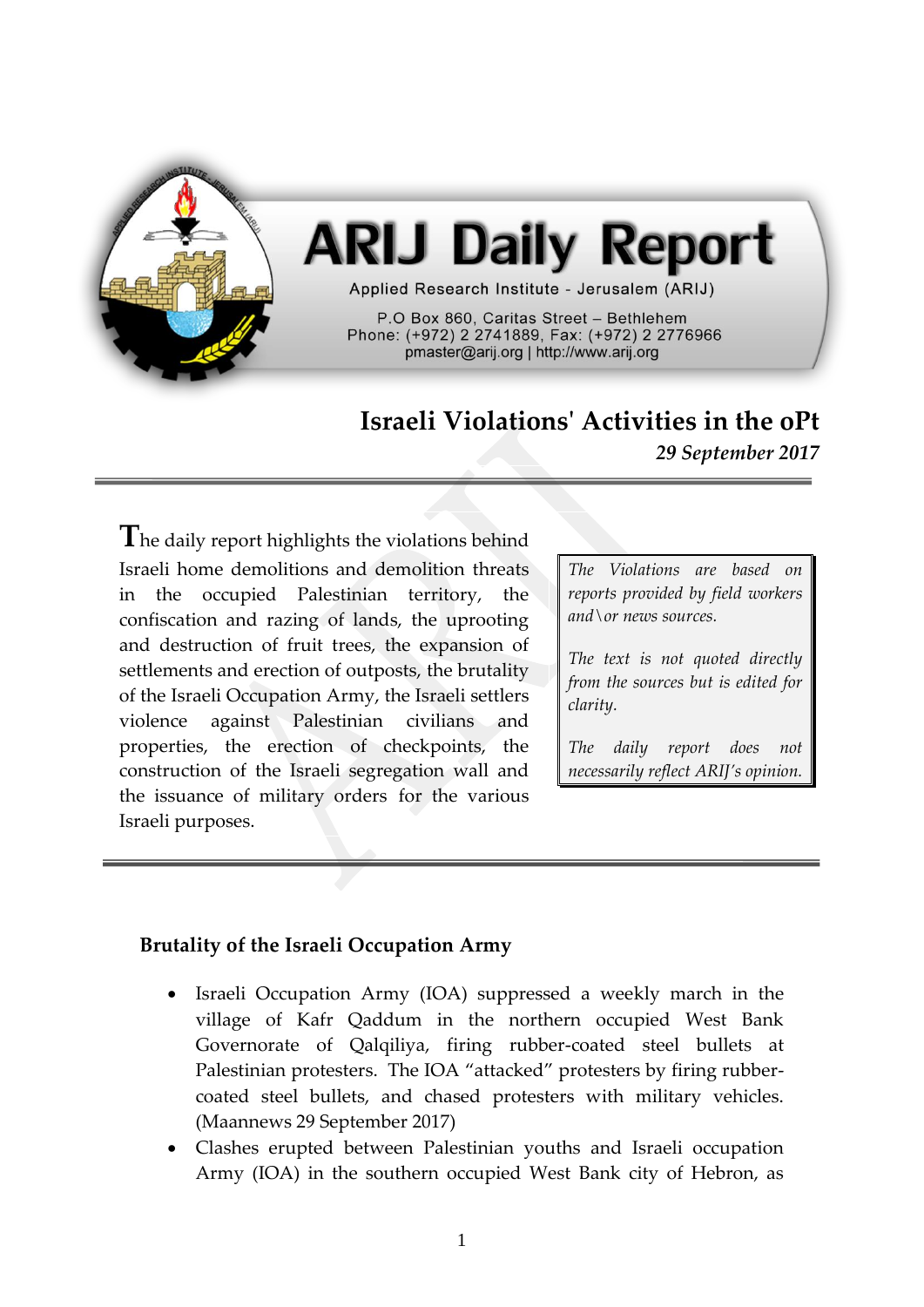# ARIJ Daily Report

Applied Research Institute - Jerusalem (ARIJ)

P.O Box 860, Caritas Street – Bethlehem
Phone: (+972) 2 2741889, Fax: (+972) 2 2776966
pmaster@arij.org | http://www.arij.org

## Israeli Violations' Activities in the oPt

*29 September 2017*

The daily report highlights the violations behind Israeli home demolitions and demolition threats in the occupied Palestinian territory, the confiscation and razing of lands, the uprooting and destruction of fruit trees, the expansion of settlements and erection of outposts, the brutality of the Israeli Occupation Army, the Israeli settlers violence against Palestinian civilians and properties, the erection of checkpoints, the construction of the Israeli segregation wall and the issuance of military orders for the various Israeli purposes.

*The Violations are based on reports provided by field workers and\or news sources.*

*The text is not quoted directly from the sources but is edited for clarity.*

*The daily report does not necessarily reflect ARIJ's opinion.*

### Brutality of the Israeli Occupation Army

- Israeli Occupation Army (IOA) suppressed a weekly march in the village of Kafr Qaddum in the northern occupied West Bank Governorate of Qalqiliya, firing rubber-coated steel bullets at Palestinian protesters. The IOA "attacked" protesters by firing rubber-coated steel bullets, and chased protesters with military vehicles. (Maannews 29 September 2017)
- Clashes erupted between Palestinian youths and Israeli occupation Army (IOA) in the southern occupied West Bank city of Hebron, as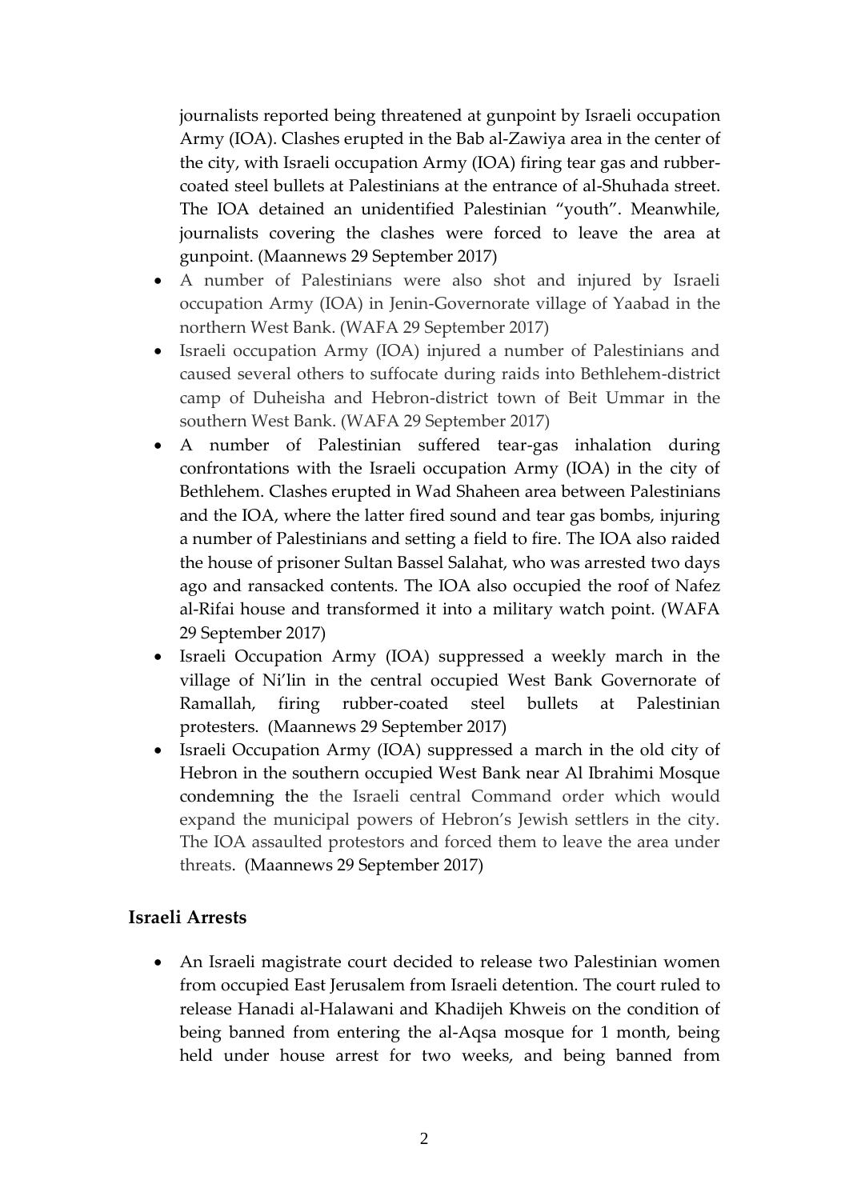journalists reported being threatened at gunpoint by Israeli occupation Army (IOA). Clashes erupted in the Bab al-Zawiya area in the center of the city, with Israeli occupation Army (IOA) firing tear gas and rubber-coated steel bullets at Palestinians at the entrance of al-Shuhada street. The IOA detained an unidentified Palestinian "youth". Meanwhile, journalists covering the clashes were forced to leave the area at gunpoint. (Maannews 29 September 2017)

- A number of Palestinians were also shot and injured by Israeli occupation Army (IOA) in Jenin-Governorate village of Yaabad in the northern West Bank. (WAFA 29 September 2017)
- Israeli occupation Army (IOA) injured a number of Palestinians and caused several others to suffocate during raids into Bethlehem-district camp of Duheisha and Hebron-district town of Beit Ummar in the southern West Bank. (WAFA 29 September 2017)
- A number of Palestinian suffered tear-gas inhalation during confrontations with the Israeli occupation Army (IOA) in the city of Bethlehem. Clashes erupted in Wad Shaheen area between Palestinians and the IOA, where the latter fired sound and tear gas bombs, injuring a number of Palestinians and setting a field to fire. The IOA also raided the house of prisoner Sultan Bassel Salahat, who was arrested two days ago and ransacked contents. The IOA also occupied the roof of Nafez al-Rifai house and transformed it into a military watch point. (WAFA 29 September 2017)
- Israeli Occupation Army (IOA) suppressed a weekly march in the village of Ni'lin in the central occupied West Bank Governorate of Ramallah, firing rubber-coated steel bullets at Palestinian protesters. (Maannews 29 September 2017)
- Israeli Occupation Army (IOA) suppressed a march in the old city of Hebron in the southern occupied West Bank near Al Ibrahimi Mosque condemning the the Israeli central Command order which would expand the municipal powers of Hebron's Jewish settlers in the city. The IOA assaulted protestors and forced them to leave the area under threats. (Maannews 29 September 2017)

### Israeli Arrests

- An Israeli magistrate court decided to release two Palestinian women from occupied East Jerusalem from Israeli detention. The court ruled to release Hanadi al-Halawani and Khadijeh Khweis on the condition of being banned from entering the al-Aqsa mosque for 1 month, being held under house arrest for two weeks, and being banned from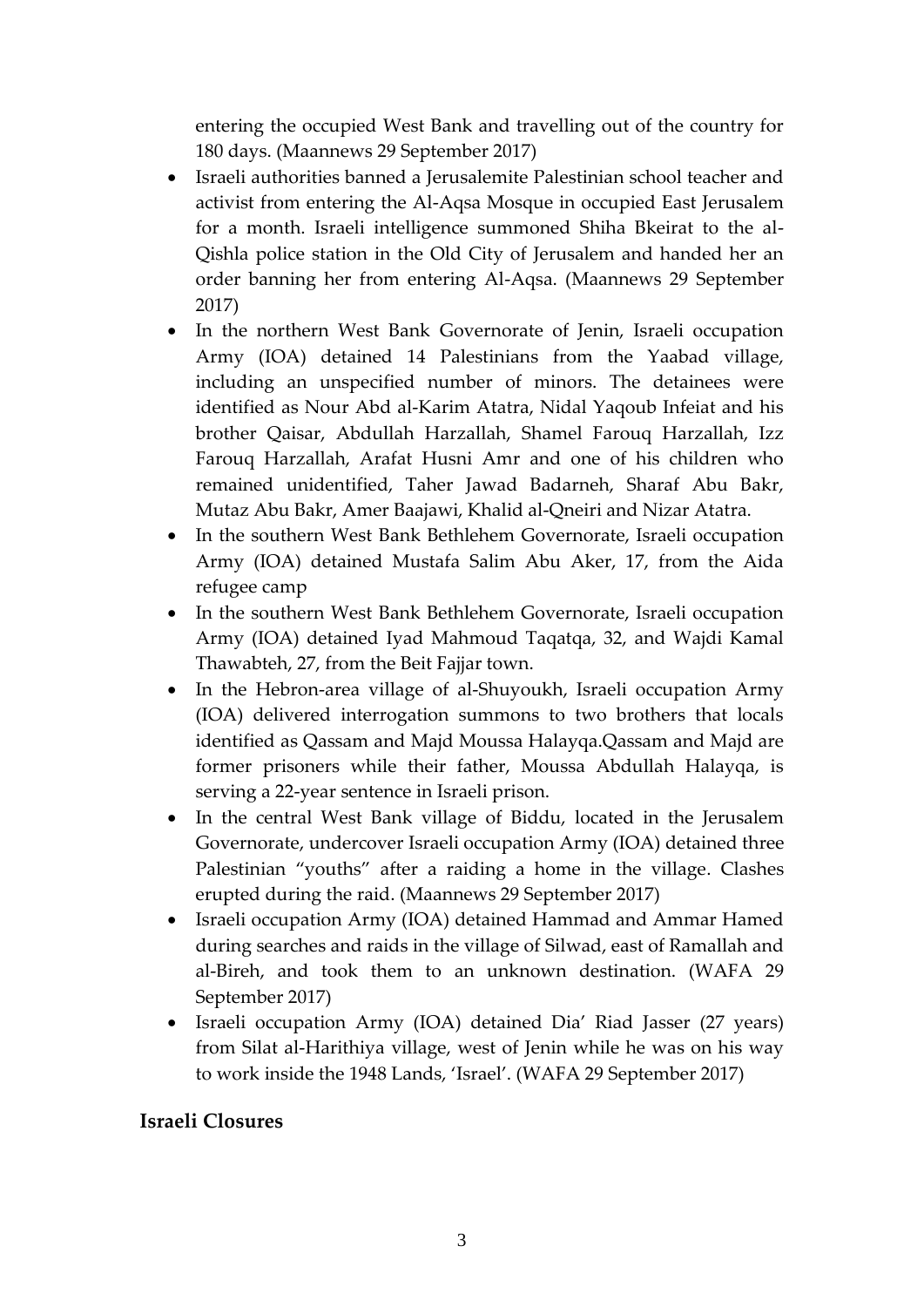entering the occupied West Bank and travelling out of the country for 180 days. (Maannews 29 September 2017)

- Israeli authorities banned a Jerusalemite Palestinian school teacher and activist from entering the Al-Aqsa Mosque in occupied East Jerusalem for a month. Israeli intelligence summoned Shiha Bkeirat to the al-Qishla police station in the Old City of Jerusalem and handed her an order banning her from entering Al-Aqsa. (Maannews 29 September 2017)
- In the northern West Bank Governorate of Jenin, Israeli occupation Army (IOA) detained 14 Palestinians from the Yaabad village, including an unspecified number of minors. The detainees were identified as Nour Abd al-Karim Atatra, Nidal Yaqoub Infeiat and his brother Qaisar, Abdullah Harzallah, Shamel Farouq Harzallah, Izz Farouq Harzallah, Arafat Husni Amr and one of his children who remained unidentified, Taher Jawad Badarneh, Sharaf Abu Bakr, Mutaz Abu Bakr, Amer Baajawi, Khalid al-Qneiri and Nizar Atatra.
- In the southern West Bank Bethlehem Governorate, Israeli occupation Army (IOA) detained Mustafa Salim Abu Aker, 17, from the Aida refugee camp
- In the southern West Bank Bethlehem Governorate, Israeli occupation Army (IOA) detained Iyad Mahmoud Taqatqa, 32, and Wajdi Kamal Thawabteh, 27, from the Beit Fajjar town.
- In the Hebron-area village of al-Shuyoukh, Israeli occupation Army (IOA) delivered interrogation summons to two brothers that locals identified as Qassam and Majd Moussa Halayqa.Qassam and Majd are former prisoners while their father, Moussa Abdullah Halayqa, is serving a 22-year sentence in Israeli prison.
- In the central West Bank village of Biddu, located in the Jerusalem Governorate, undercover Israeli occupation Army (IOA) detained three Palestinian "youths" after a raiding a home in the village. Clashes erupted during the raid. (Maannews 29 September 2017)
- Israeli occupation Army (IOA) detained Hammad and Ammar Hamed during searches and raids in the village of Silwad, east of Ramallah and al-Bireh, and took them to an unknown destination. (WAFA 29 September 2017)
- Israeli occupation Army (IOA) detained Dia' Riad Jasser (27 years) from Silat al-Harithiya village, west of Jenin while he was on his way to work inside the 1948 Lands, 'Israel'. (WAFA 29 September 2017)

## Israeli Closures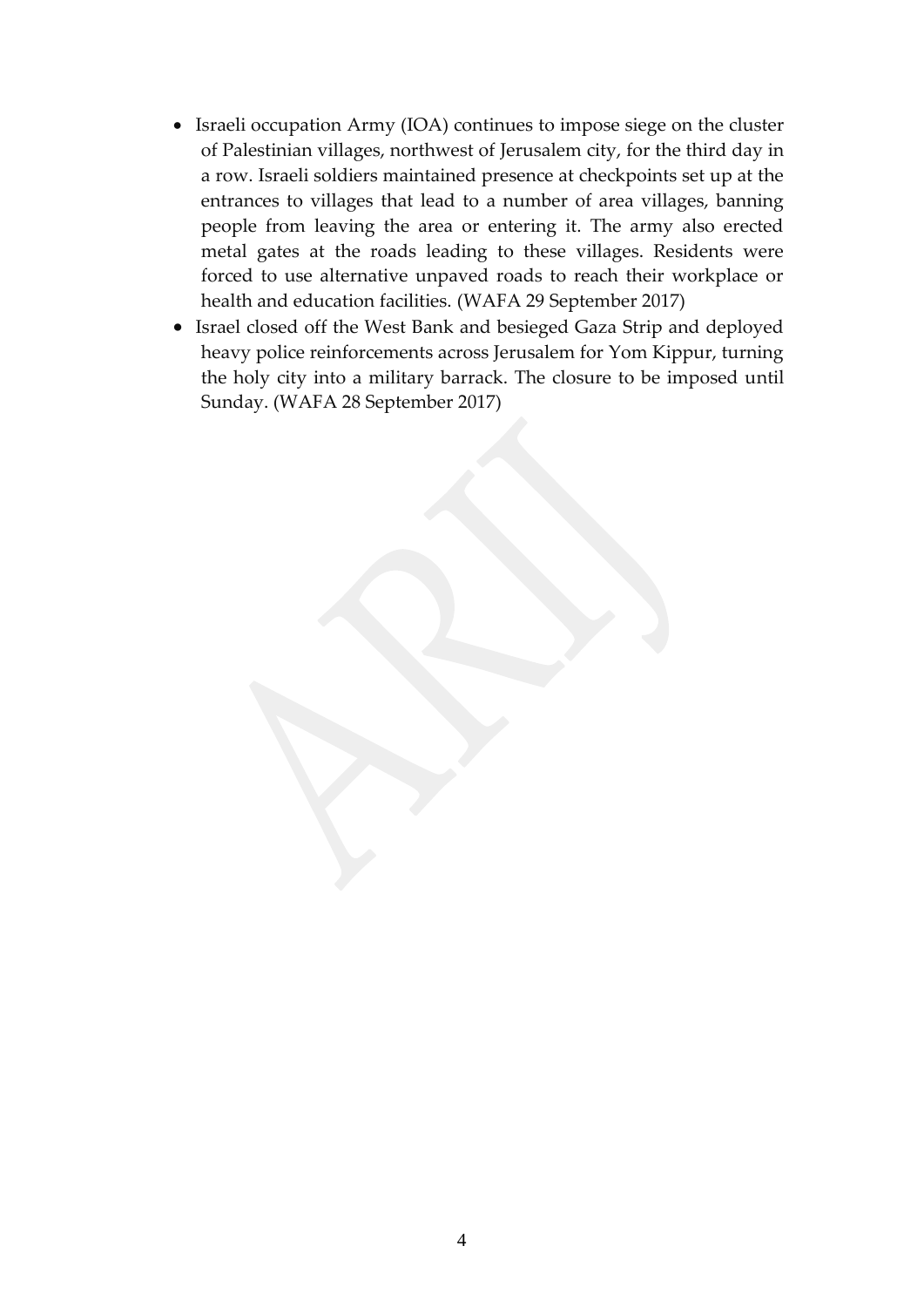- Israeli occupation Army (IOA) continues to impose siege on the cluster of Palestinian villages, northwest of Jerusalem city, for the third day in a row. Israeli soldiers maintained presence at checkpoints set up at the entrances to villages that lead to a number of area villages, banning people from leaving the area or entering it. The army also erected metal gates at the roads leading to these villages. Residents were forced to use alternative unpaved roads to reach their workplace or health and education facilities. (WAFA 29 September 2017)
- Israel closed off the West Bank and besieged Gaza Strip and deployed heavy police reinforcements across Jerusalem for Yom Kippur, turning the holy city into a military barrack. The closure to be imposed until Sunday. (WAFA 28 September 2017)